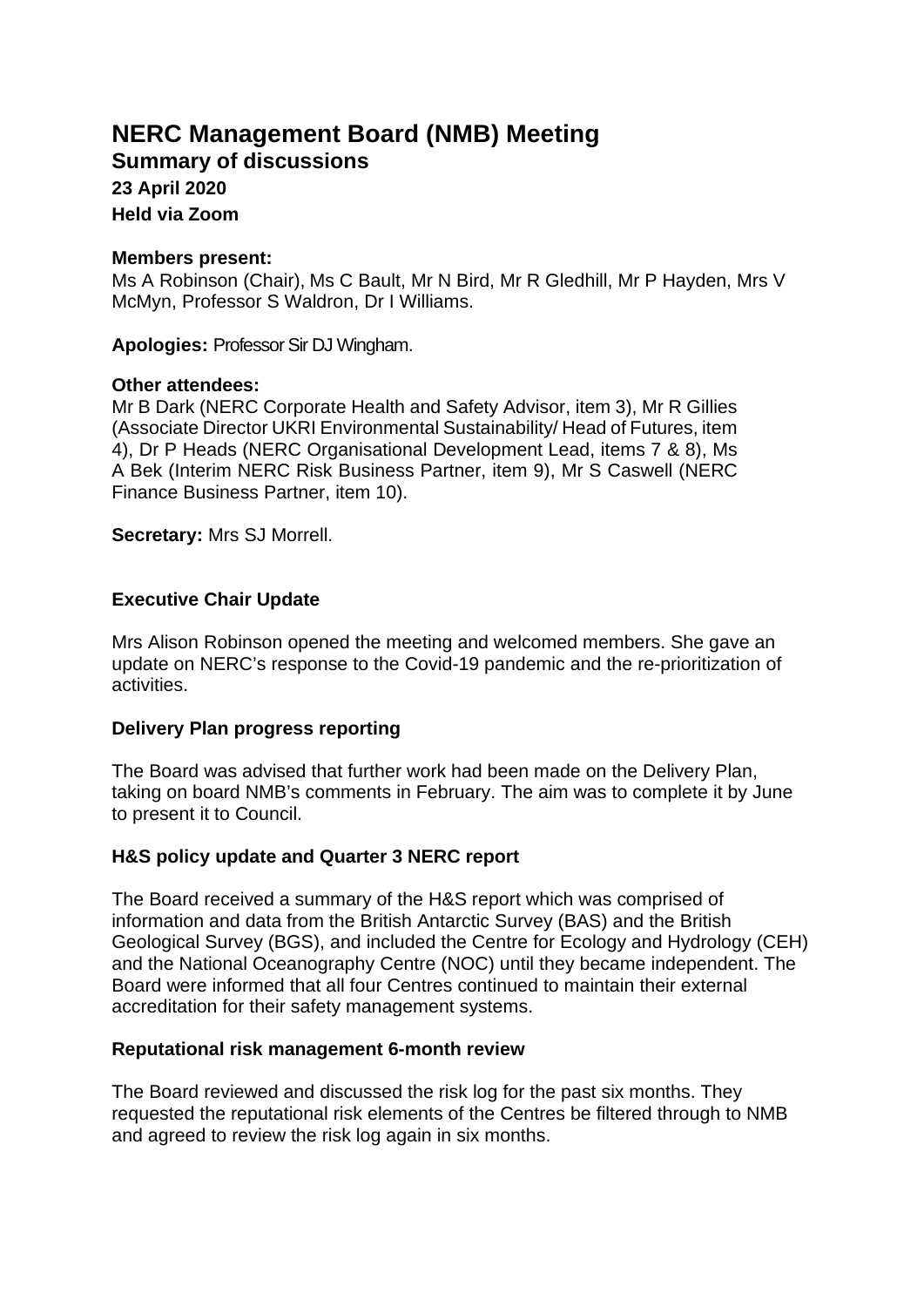# NERC Management Board (NMB) Meeting

## Summary of discussions

### 23 April 2020

### Held via Zoom

**Members present:**
Ms A Robinson (Chair), Ms C Bault, Mr N Bird, Mr R Gledhill, Mr P Hayden, Mrs V McMyn, Professor S Waldron, Dr I Williams.

**Apologies:** Professor Sir DJ Wingham.

**Other attendees:**
Mr B Dark (NERC Corporate Health and Safety Advisor, item 3), Mr R Gillies (Associate Director UKRI Environmental Sustainability/ Head of Futures, item 4), Dr P Heads (NERC Organisational Development Lead, items 7 & 8), Ms A Bek (Interim NERC Risk Business Partner, item 9), Mr S Caswell (NERC Finance Business Partner, item 10).

**Secretary:** Mrs SJ Morrell.

**Executive Chair Update**

Mrs Alison Robinson opened the meeting and welcomed members. She gave an update on NERC's response to the Covid-19 pandemic and the re-prioritization of activities.

**Delivery Plan progress reporting**

The Board was advised that further work had been made on the Delivery Plan, taking on board NMB's comments in February. The aim was to complete it by June to present it to Council.

**H&S policy update and Quarter 3 NERC report**

The Board received a summary of the H&S report which was comprised of information and data from the British Antarctic Survey (BAS) and the British Geological Survey (BGS), and included the Centre for Ecology and Hydrology (CEH) and the National Oceanography Centre (NOC) until they became independent. The Board were informed that all four Centres continued to maintain their external accreditation for their safety management systems.

**Reputational risk management 6-month review**

The Board reviewed and discussed the risk log for the past six months. They requested the reputational risk elements of the Centres be filtered through to NMB and agreed to review the risk log again in six months.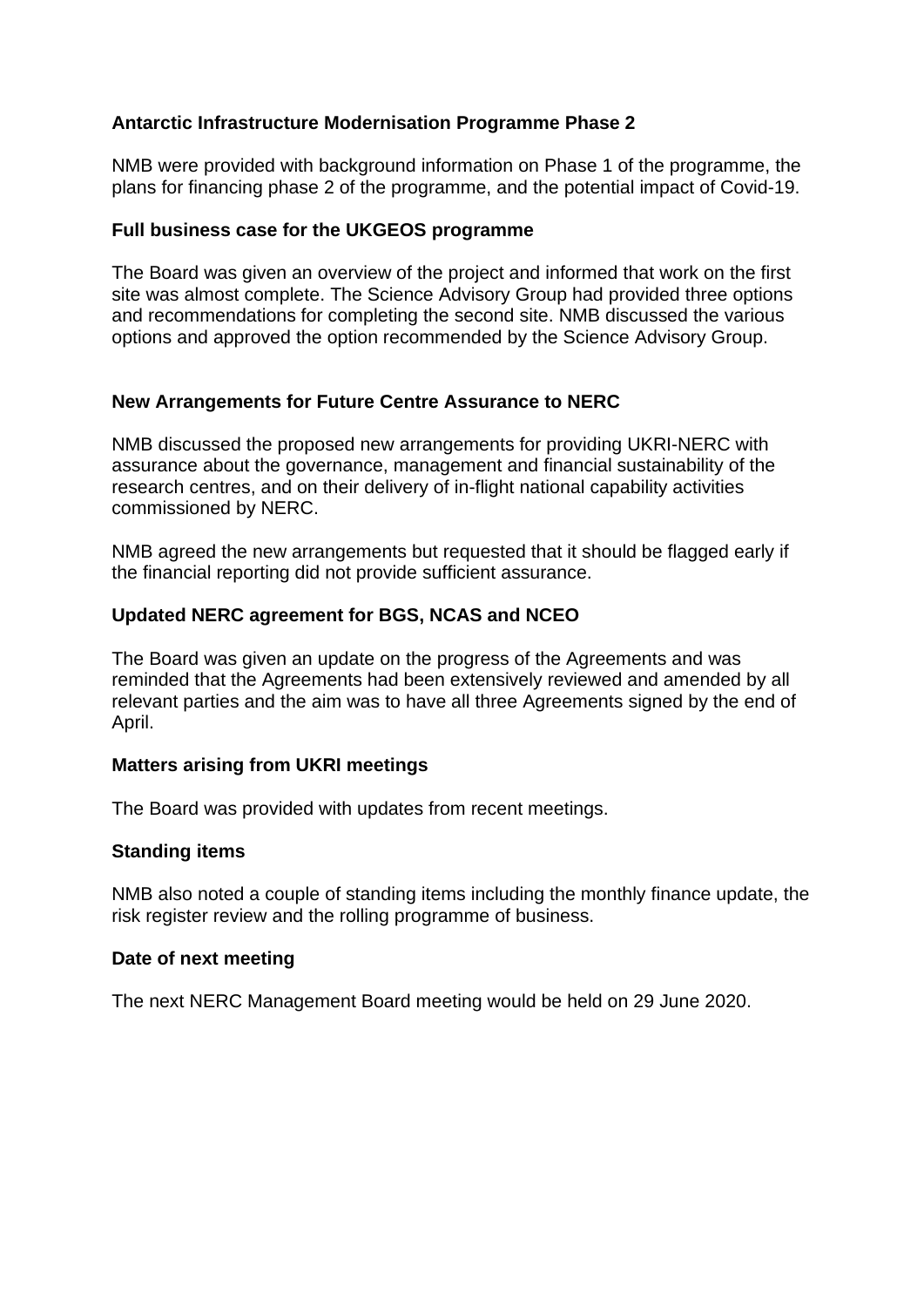**Antarctic Infrastructure Modernisation Programme Phase 2**

NMB were provided with background information on Phase 1 of the programme, the plans for financing phase 2 of the programme, and the potential impact of Covid-19.

**Full business case for the UKGEOS programme**

The Board was given an overview of the project and informed that work on the first site was almost complete. The Science Advisory Group had provided three options and recommendations for completing the second site. NMB discussed the various options and approved the option recommended by the Science Advisory Group.

**New Arrangements for Future Centre Assurance to NERC**

NMB discussed the proposed new arrangements for providing UKRI-NERC with assurance about the governance, management and financial sustainability of the research centres, and on their delivery of in-flight national capability activities commissioned by NERC.

NMB agreed the new arrangements but requested that it should be flagged early if the financial reporting did not provide sufficient assurance.

**Updated NERC agreement for BGS, NCAS and NCEO**

The Board was given an update on the progress of the Agreements and was reminded that the Agreements had been extensively reviewed and amended by all relevant parties and the aim was to have all three Agreements signed by the end of April.

**Matters arising from UKRI meetings**

The Board was provided with updates from recent meetings.

**Standing items**

NMB also noted a couple of standing items including the monthly finance update, the risk register review and the rolling programme of business.

**Date of next meeting**

The next NERC Management Board meeting would be held on 29 June 2020.